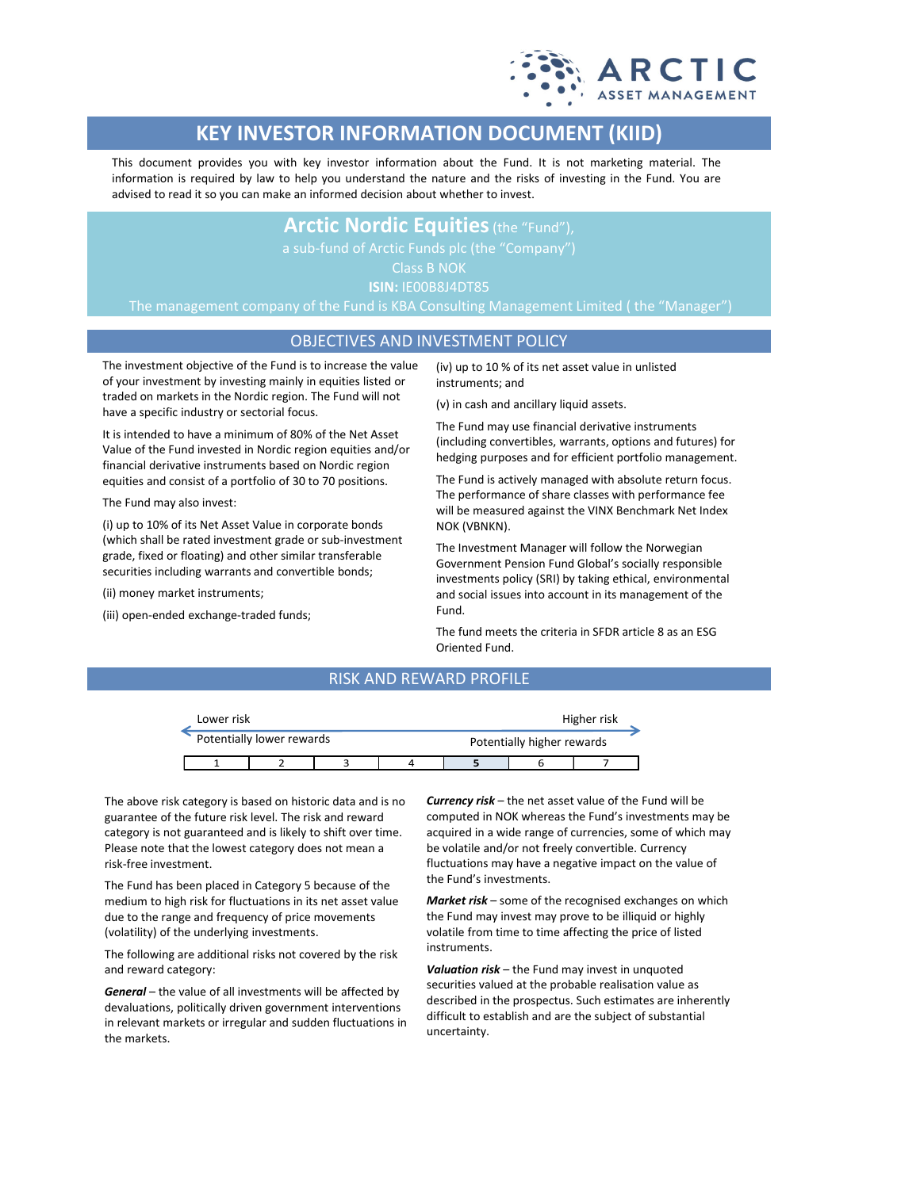# KEY INVESTOR INFORMATION DOCUMENT (KIID)

This document provides you with key investor information about the Fund. It is not marketing material. The information is required by law to help you understand the nature and the risks of investing in the Fund. You are advised to read it so you can make an informed decision about whether to invest.

**Arctic Nordic Equities** (the "Fund"),
a sub-fund of Arctic Funds plc (the "Company")
Class B NOK
**ISIN:** IE00B8J4DT85
The management company of the Fund is KBA Consulting Management Limited ( the "Manager")

## OBJECTIVES AND INVESTMENT POLICY

The investment objective of the Fund is to increase the value of your investment by investing mainly in equities listed or traded on markets in the Nordic region. The Fund will not have a specific industry or sectorial focus.

It is intended to have a minimum of 80% of the Net Asset Value of the Fund invested in Nordic region equities and/or financial derivative instruments based on Nordic region equities and consist of a portfolio of 30 to 70 positions.

The Fund may also invest:

(i) up to 10% of its Net Asset Value in corporate bonds (which shall be rated investment grade or sub-investment grade, fixed or floating) and other similar transferable securities including warrants and convertible bonds;

(ii) money market instruments;

(iii) open-ended exchange-traded funds;

(iv) up to 10 % of its net asset value in unlisted instruments; and

(v) in cash and ancillary liquid assets.

The Fund may use financial derivative instruments (including convertibles, warrants, options and futures) for hedging purposes and for efficient portfolio management.

The Fund is actively managed with absolute return focus. The performance of share classes with performance fee will be measured against the VINX Benchmark Net Index NOK (VBNKN).

The Investment Manager will follow the Norwegian Government Pension Fund Global's socially responsible investments policy (SRI) by taking ethical, environmental and social issues into account in its management of the Fund.

The fund meets the criteria in SFDR article 8 as an ESG Oriented Fund.

## RISK AND REWARD PROFILE

Lower risk — Higher risk

Potentially lower rewards — Potentially higher rewards

| 1 | 2 | 3 | 4 | **5** | 6 | 7 |
|---|---|---|---|---|---|---|

The above risk category is based on historic data and is no guarantee of the future risk level. The risk and reward category is not guaranteed and is likely to shift over time. Please note that the lowest category does not mean a risk-free investment.

The Fund has been placed in Category 5 because of the medium to high risk for fluctuations in its net asset value due to the range and frequency of price movements (volatility) of the underlying investments.

The following are additional risks not covered by the risk and reward category:

***General*** – the value of all investments will be affected by devaluations, politically driven government interventions in relevant markets or irregular and sudden fluctuations in the markets.

***Currency risk*** – the net asset value of the Fund will be computed in NOK whereas the Fund's investments may be acquired in a wide range of currencies, some of which may be volatile and/or not freely convertible. Currency fluctuations may have a negative impact on the value of the Fund's investments.

***Market risk*** – some of the recognised exchanges on which the Fund may invest may prove to be illiquid or highly volatile from time to time affecting the price of listed instruments.

***Valuation risk*** – the Fund may invest in unquoted securities valued at the probable realisation value as described in the prospectus. Such estimates are inherently difficult to establish and are the subject of substantial uncertainty.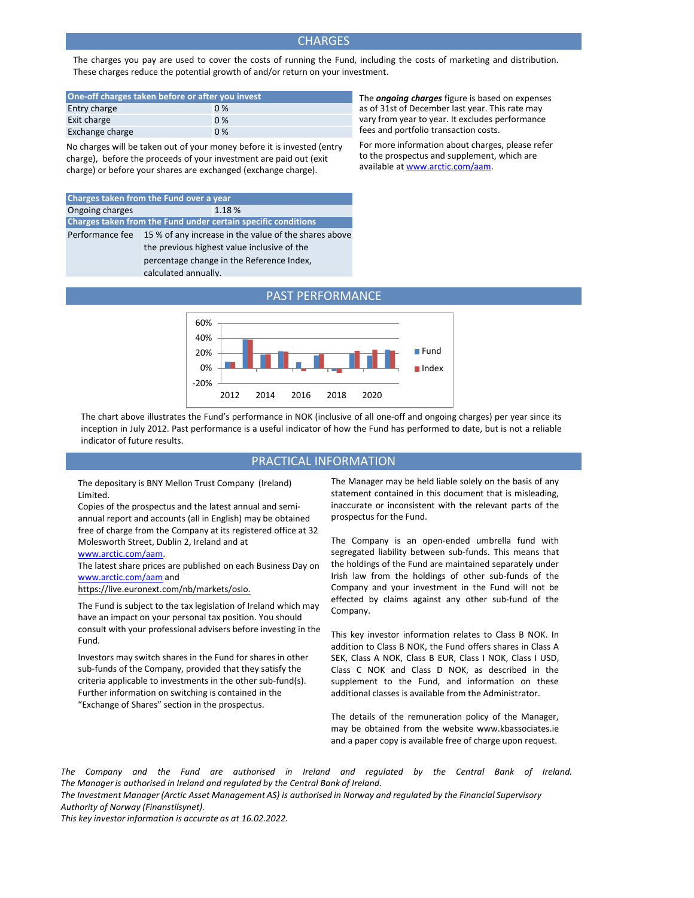## CHARGES

The charges you pay are used to cover the costs of running the Fund, including the costs of marketing and distribution. These charges reduce the potential growth of and/or return on your investment.

| One-off charges taken before or after you invest | |
|---|---|
| Entry charge | 0 % |
| Exit charge | 0 % |
| Exchange charge | 0 % |

No charges will be taken out of your money before it is invested (entry charge), before the proceeds of your investment are paid out (exit charge) or before your shares are exchanged (exchange charge).

| Charges taken from the Fund over a year | |
|---|---|
| Ongoing charges | 1.18 % |
| **Charges taken from the Fund under certain specific conditions** | |
| Performance fee | 15 % of any increase in the value of the shares above the previous highest value inclusive of the percentage change in the Reference Index, calculated annually. |

The ***ongoing charges*** figure is based on expenses as of 31st of December last year. This rate may vary from year to year. It excludes performance fees and portfolio transaction costs.

For more information about charges, please refer to the prospectus and supplement, which are available at www.arctic.com/aam.

## PAST PERFORMANCE

60%
40%
20%
0%
-20%
2012
2014
2016
2018
2020
Fund
Index

The chart above illustrates the Fund's performance in NOK (inclusive of all one-off and ongoing charges) per year since its inception in July 2012. Past performance is a useful indicator of how the Fund has performed to date, but is not a reliable indicator of future results.

## PRACTICAL INFORMATION

The depositary is BNY Mellon Trust Company (Ireland) Limited.

Copies of the prospectus and the latest annual and semi-annual report and accounts (all in English) may be obtained free of charge from the Company at its registered office at 32 Molesworth Street, Dublin 2, Ireland and at www.arctic.com/aam.

The latest share prices are published on each Business Day on www.arctic.com/aam and https://live.euronext.com/nb/markets/oslo.

The Fund is subject to the tax legislation of Ireland which may have an impact on your personal tax position. You should consult with your professional advisers before investing in the Fund.

Investors may switch shares in the Fund for shares in other sub-funds of the Company, provided that they satisfy the criteria applicable to investments in the other sub-fund(s). Further information on switching is contained in the "Exchange of Shares" section in the prospectus.

The Manager may be held liable solely on the basis of any statement contained in this document that is misleading, inaccurate or inconsistent with the relevant parts of the prospectus for the Fund.

The Company is an open-ended umbrella fund with segregated liability between sub-funds. This means that the holdings of the Fund are maintained separately under Irish law from the holdings of other sub-funds of the Company and your investment in the Fund will not be effected by claims against any other sub-fund of the Company.

This key investor information relates to Class B NOK. In addition to Class B NOK, the Fund offers shares in Class A SEK, Class A NOK, Class B EUR, Class I NOK, Class I USD, Class C NOK and Class D NOK, as described in the supplement to the Fund, and information on these additional classes is available from the Administrator.

The details of the remuneration policy of the Manager, may be obtained from the website www.kbassociates.ie and a paper copy is available free of charge upon request.

*The Company and the Fund are authorised in Ireland and regulated by the Central Bank of Ireland.*
*The Manager is authorised in Ireland and regulated by the Central Bank of Ireland.*
*The Investment Manager (Arctic Asset Management AS) is authorised in Norway and regulated by the Financial Supervisory Authority of Norway (Finanstilsynet).*
*This key investor information is accurate as at 16.02.2022.*